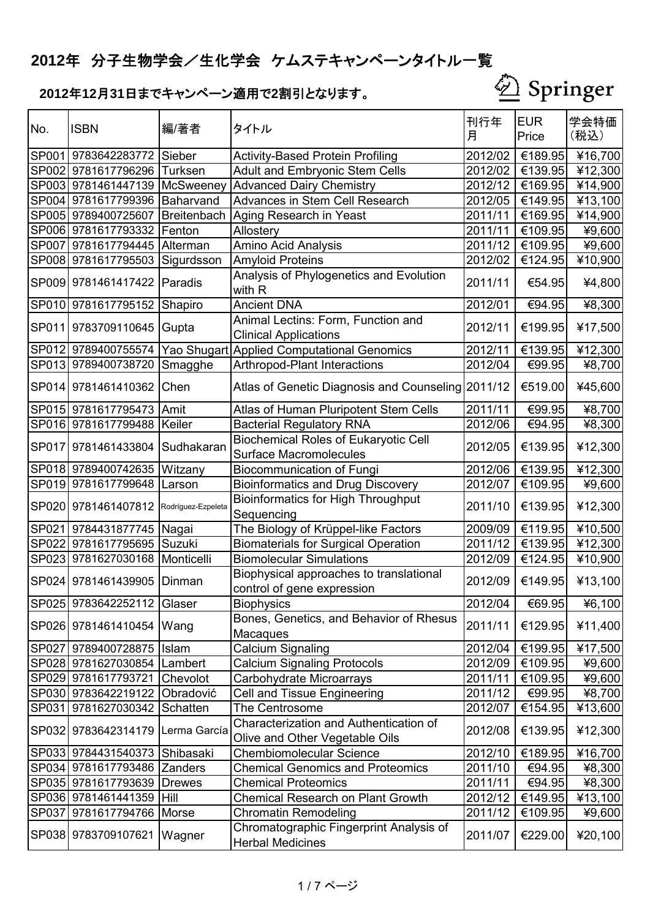# 2012年 分子生物学会／生化学会 ケムステキャンペーンタイトル一覧

## 2012年12月31日までキャンペーン適用で2割引となります。

Springer

| No. | ISBN | 編/著者 | タイトル | 刊行年月 | EUR Price | 学会特価（税込） |
|---|---|---|---|---|---|---|
| SP001 | 9783642283772 | Sieber | Activity-Based Protein Profiling | 2012/02 | €189.95 | ¥16,700 |
| SP002 | 9781617796296 | Turksen | Adult and Embryonic Stem Cells | 2012/02 | €139.95 | ¥12,300 |
| SP003 | 9781461447139 | McSweeney | Advanced Dairy Chemistry | 2012/12 | €169.95 | ¥14,900 |
| SP004 | 9781617799396 | Baharvand | Advances in Stem Cell Research | 2012/05 | €149.95 | ¥13,100 |
| SP005 | 9789400725607 | Breitenbach | Aging Research in Yeast | 2011/11 | €169.95 | ¥14,900 |
| SP006 | 9781617793332 | Fenton | Allostery | 2011/11 | €109.95 | ¥9,600 |
| SP007 | 9781617794445 | Alterman | Amino Acid Analysis | 2011/12 | €109.95 | ¥9,600 |
| SP008 | 9781617795503 | Sigurdsson | Amyloid Proteins | 2012/02 | €124.95 | ¥10,900 |
| SP009 | 9781461417422 | Paradis | Analysis of Phylogenetics and Evolution with R | 2011/11 | €54.95 | ¥4,800 |
| SP010 | 9781617795152 | Shapiro | Ancient DNA | 2012/01 | €94.95 | ¥8,300 |
| SP011 | 9783709110645 | Gupta | Animal Lectins: Form, Function and Clinical Applications | 2012/11 | €199.95 | ¥17,500 |
| SP012 | 9789400755574 | Yao Shugart | Applied Computational Genomics | 2012/11 | €139.95 | ¥12,300 |
| SP013 | 9789400738720 | Smagghe | Arthropod-Plant Interactions | 2012/04 | €99.95 | ¥8,700 |
| SP014 | 9781461410362 | Chen | Atlas of Genetic Diagnosis and Counseling | 2011/12 | €519.00 | ¥45,600 |
| SP015 | 9781617795473 | Amit | Atlas of Human Pluripotent Stem Cells | 2011/11 | €99.95 | ¥8,700 |
| SP016 | 9781617799488 | Keiler | Bacterial Regulatory RNA | 2012/06 | €94.95 | ¥8,300 |
| SP017 | 9781461433804 | Sudhakaran | Biochemical Roles of Eukaryotic Cell Surface Macromolecules | 2012/05 | €139.95 | ¥12,300 |
| SP018 | 9789400742635 | Witzany | Biocommunication of Fungi | 2012/06 | €139.95 | ¥12,300 |
| SP019 | 9781617799648 | Larson | Bioinformatics and Drug Discovery | 2012/07 | €109.95 | ¥9,600 |
| SP020 | 9781461407812 | Rodríguez-Ezpeleta | Bioinformatics for High Throughput Sequencing | 2011/10 | €139.95 | ¥12,300 |
| SP021 | 9784431877745 | Nagai | The Biology of Krüppel-like Factors | 2009/09 | €119.95 | ¥10,500 |
| SP022 | 9781617795695 | Suzuki | Biomaterials for Surgical Operation | 2011/12 | €139.95 | ¥12,300 |
| SP023 | 9781627030168 | Monticelli | Biomolecular Simulations | 2012/09 | €124.95 | ¥10,900 |
| SP024 | 9781461439905 | Dinman | Biophysical approaches to translational control of gene expression | 2012/09 | €149.95 | ¥13,100 |
| SP025 | 9783642252112 | Glaser | Biophysics | 2012/04 | €69.95 | ¥6,100 |
| SP026 | 9781461410454 | Wang | Bones, Genetics, and Behavior of Rhesus Macaques | 2011/11 | €129.95 | ¥11,400 |
| SP027 | 9789400728875 | Islam | Calcium Signaling | 2012/04 | €199.95 | ¥17,500 |
| SP028 | 9781627030854 | Lambert | Calcium Signaling Protocols | 2012/09 | €109.95 | ¥9,600 |
| SP029 | 9781617793721 | Chevolot | Carbohydrate Microarrays | 2011/11 | €109.95 | ¥9,600 |
| SP030 | 9783642219122 | Obradović | Cell and Tissue Engineering | 2011/12 | €99.95 | ¥8,700 |
| SP031 | 9781627030342 | Schatten | The Centrosome | 2012/07 | €154.95 | ¥13,600 |
| SP032 | 9783642314179 | Lerma García | Characterization and Authentication of Olive and Other Vegetable Oils | 2012/08 | €139.95 | ¥12,300 |
| SP033 | 9784431540373 | Shibasaki | Chembiomolecular Science | 2012/10 | €189.95 | ¥16,700 |
| SP034 | 9781617793486 | Zanders | Chemical Genomics and Proteomics | 2011/10 | €94.95 | ¥8,300 |
| SP035 | 9781617793639 | Drewes | Chemical Proteomics | 2011/11 | €94.95 | ¥8,300 |
| SP036 | 9781461441359 | Hill | Chemical Research on Plant Growth | 2012/12 | €149.95 | ¥13,100 |
| SP037 | 9781617794766 | Morse | Chromatin Remodeling | 2011/12 | €109.95 | ¥9,600 |
| SP038 | 9783709107621 | Wagner | Chromatographic Fingerprint Analysis of Herbal Medicines | 2011/07 | €229.00 | ¥20,100 |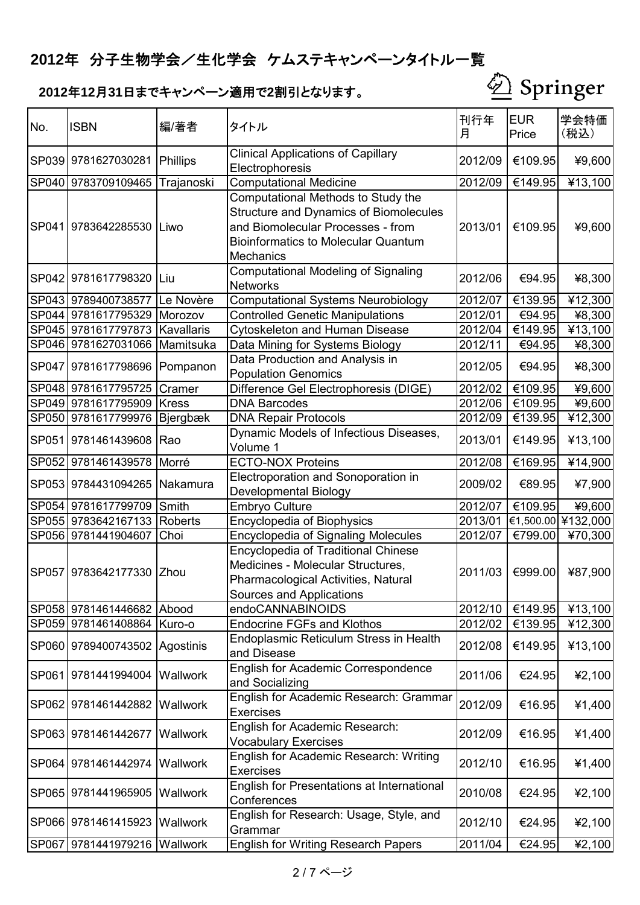# 2012年 分子生物学会／生化学会 ケムステキャンペーンタイトル一覧

## 2012年12月31日までキャンペーン適用で2割引となります。

Springer

| No. | ISBN | 編/著者 | タイトル | 刊行年月 | EUR Price | 学会特価（税込） |
|---|---|---|---|---|---|---|
| SP039 | 9781627030281 | Phillips | Clinical Applications of Capillary Electrophoresis | 2012/09 | €109.95 | ¥9,600 |
| SP040 | 9783709109465 | Trajanoski | Computational Medicine | 2012/09 | €149.95 | ¥13,100 |
| SP041 | 9783642285530 | Liwo | Computational Methods to Study the Structure and Dynamics of Biomolecules and Biomolecular Processes - from Bioinformatics to Molecular Quantum Mechanics | 2013/01 | €109.95 | ¥9,600 |
| SP042 | 9781617798320 | Liu | Computational Modeling of Signaling Networks | 2012/06 | €94.95 | ¥8,300 |
| SP043 | 9789400738577 | Le Novère | Computational Systems Neurobiology | 2012/07 | €139.95 | ¥12,300 |
| SP044 | 9781617795329 | Morozov | Controlled Genetic Manipulations | 2012/01 | €94.95 | ¥8,300 |
| SP045 | 9781617797873 | Kavallaris | Cytoskeleton and Human Disease | 2012/04 | €149.95 | ¥13,100 |
| SP046 | 9781627031066 | Mamitsuka | Data Mining for Systems Biology | 2012/11 | €94.95 | ¥8,300 |
| SP047 | 9781617798696 | Pompanon | Data Production and Analysis in Population Genomics | 2012/05 | €94.95 | ¥8,300 |
| SP048 | 9781617795725 | Cramer | Difference Gel Electrophoresis (DIGE) | 2012/02 | €109.95 | ¥9,600 |
| SP049 | 9781617795909 | Kress | DNA Barcodes | 2012/06 | €109.95 | ¥9,600 |
| SP050 | 9781617799976 | Bjergbæk | DNA Repair Protocols | 2012/09 | €139.95 | ¥12,300 |
| SP051 | 9781461439608 | Rao | Dynamic Models of Infectious Diseases, Volume 1 | 2013/01 | €149.95 | ¥13,100 |
| SP052 | 9781461439578 | Morré | ECTO-NOX Proteins | 2012/08 | €169.95 | ¥14,900 |
| SP053 | 9784431094265 | Nakamura | Electroporation and Sonoporation in Developmental Biology | 2009/02 | €89.95 | ¥7,900 |
| SP054 | 9781617799709 | Smith | Embryo Culture | 2012/07 | €109.95 | ¥9,600 |
| SP055 | 9783642167133 | Roberts | Encyclopedia of Biophysics | 2013/01 | €1,500.00 | ¥132,000 |
| SP056 | 9781441904607 | Choi | Encyclopedia of Signaling Molecules | 2012/07 | €799.00 | ¥70,300 |
| SP057 | 9783642177330 | Zhou | Encyclopedia of Traditional Chinese Medicines - Molecular Structures, Pharmacological Activities, Natural Sources and Applications | 2011/03 | €999.00 | ¥87,900 |
| SP058 | 9781461446682 | Abood | endoCANNABINOIDS | 2012/10 | €149.95 | ¥13,100 |
| SP059 | 9781461408864 | Kuro-o | Endocrine FGFs and Klothos | 2012/02 | €139.95 | ¥12,300 |
| SP060 | 9789400743502 | Agostinis | Endoplasmic Reticulum Stress in Health and Disease | 2012/08 | €149.95 | ¥13,100 |
| SP061 | 9781441994004 | Wallwork | English for Academic Correspondence and Socializing | 2011/06 | €24.95 | ¥2,100 |
| SP062 | 9781461442882 | Wallwork | English for Academic Research: Grammar Exercises | 2012/09 | €16.95 | ¥1,400 |
| SP063 | 9781461442677 | Wallwork | English for Academic Research: Vocabulary Exercises | 2012/09 | €16.95 | ¥1,400 |
| SP064 | 9781461442974 | Wallwork | English for Academic Research: Writing Exercises | 2012/10 | €16.95 | ¥1,400 |
| SP065 | 9781441965905 | Wallwork | English for Presentations at International Conferences | 2010/08 | €24.95 | ¥2,100 |
| SP066 | 9781461415923 | Wallwork | English for Research: Usage, Style, and Grammar | 2012/10 | €24.95 | ¥2,100 |
| SP067 | 9781441979216 | Wallwork | English for Writing Research Papers | 2011/04 | €24.95 | ¥2,100 |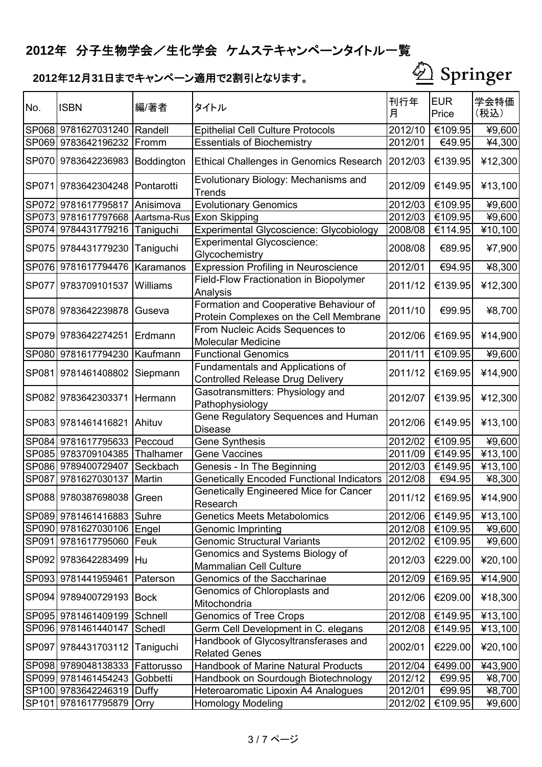# 2012年 分子生物学会／生化学会 ケムステキャンペーンタイトル一覧

## 2012年12月31日までキャンペーン適用で2割引となります。

Springer

| No. | ISBN | 編/著者 | タイトル | 刊行年月 | EUR Price | 学会特価（税込） |
|---|---|---|---|---|---|---|
| SP068 | 9781627031240 | Randell | Epithelial Cell Culture Protocols | 2012/10 | €109.95 | ¥9,600 |
| SP069 | 9783642196232 | Fromm | Essentials of Biochemistry | 2012/01 | €49.95 | ¥4,300 |
| SP070 | 9783642236983 | Boddington | Ethical Challenges in Genomics Research | 2012/03 | €139.95 | ¥12,300 |
| SP071 | 9783642304248 | Pontarotti | Evolutionary Biology: Mechanisms and Trends | 2012/09 | €149.95 | ¥13,100 |
| SP072 | 9781617795817 | Anisimova | Evolutionary Genomics | 2012/03 | €109.95 | ¥9,600 |
| SP073 | 9781617797668 | Aartsma-Rus | Exon Skipping | 2012/03 | €109.95 | ¥9,600 |
| SP074 | 9784431779216 | Taniguchi | Experimental Glycoscience: Glycobiology | 2008/08 | €114.95 | ¥10,100 |
| SP075 | 9784431779230 | Taniguchi | Experimental Glycoscience: Glycochemistry | 2008/08 | €89.95 | ¥7,900 |
| SP076 | 9781617794476 | Karamanos | Expression Profiling in Neuroscience | 2012/01 | €94.95 | ¥8,300 |
| SP077 | 9783709101537 | Williams | Field-Flow Fractionation in Biopolymer Analysis | 2011/12 | €139.95 | ¥12,300 |
| SP078 | 9783642239878 | Guseva | Formation and Cooperative Behaviour of Protein Complexes on the Cell Membrane | 2011/10 | €99.95 | ¥8,700 |
| SP079 | 9783642274251 | Erdmann | From Nucleic Acids Sequences to Molecular Medicine | 2012/06 | €169.95 | ¥14,900 |
| SP080 | 9781617794230 | Kaufmann | Functional Genomics | 2011/11 | €109.95 | ¥9,600 |
| SP081 | 9781461408802 | Siepmann | Fundamentals and Applications of Controlled Release Drug Delivery | 2011/12 | €169.95 | ¥14,900 |
| SP082 | 9783642303371 | Hermann | Gasotransmitters: Physiology and Pathophysiology | 2012/07 | €139.95 | ¥12,300 |
| SP083 | 9781461416821 | Ahituv | Gene Regulatory Sequences and Human Disease | 2012/06 | €149.95 | ¥13,100 |
| SP084 | 9781617795633 | Peccoud | Gene Synthesis | 2012/02 | €109.95 | ¥9,600 |
| SP085 | 9783709104385 | Thalhamer | Gene Vaccines | 2011/09 | €149.95 | ¥13,100 |
| SP086 | 9789400729407 | Seckbach | Genesis - In The Beginning | 2012/03 | €149.95 | ¥13,100 |
| SP087 | 9781627030137 | Martin | Genetically Encoded Functional Indicators | 2012/08 | €94.95 | ¥8,300 |
| SP088 | 9780387698038 | Green | Genetically Engineered Mice for Cancer Research | 2011/12 | €169.95 | ¥14,900 |
| SP089 | 9781461416883 | Suhre | Genetics Meets Metabolomics | 2012/06 | €149.95 | ¥13,100 |
| SP090 | 9781627030106 | Engel | Genomic Imprinting | 2012/08 | €109.95 | ¥9,600 |
| SP091 | 9781617795060 | Feuk | Genomic Structural Variants | 2012/02 | €109.95 | ¥9,600 |
| SP092 | 9783642283499 | Hu | Genomics and Systems Biology of Mammalian Cell Culture | 2012/03 | €229.00 | ¥20,100 |
| SP093 | 9781441959461 | Paterson | Genomics of the Saccharinae | 2012/09 | €169.95 | ¥14,900 |
| SP094 | 9789400729193 | Bock | Genomics of Chloroplasts and Mitochondria | 2012/06 | €209.00 | ¥18,300 |
| SP095 | 9781461409199 | Schnell | Genomics of Tree Crops | 2012/08 | €149.95 | ¥13,100 |
| SP096 | 9781461440147 | Schedl | Germ Cell Development in C. elegans | 2012/08 | €149.95 | ¥13,100 |
| SP097 | 9784431703112 | Taniguchi | Handbook of Glycosyltransferases and Related Genes | 2002/01 | €229.00 | ¥20,100 |
| SP098 | 9789048138333 | Fattorusso | Handbook of Marine Natural Products | 2012/04 | €499.00 | ¥43,900 |
| SP099 | 9781461454243 | Gobbetti | Handbook on Sourdough Biotechnology | 2012/12 | €99.95 | ¥8,700 |
| SP100 | 9783642246319 | Duffy | Heteroaromatic Lipoxin A4 Analogues | 2012/01 | €99.95 | ¥8,700 |
| SP101 | 9781617795879 | Orry | Homology Modeling | 2012/02 | €109.95 | ¥9,600 |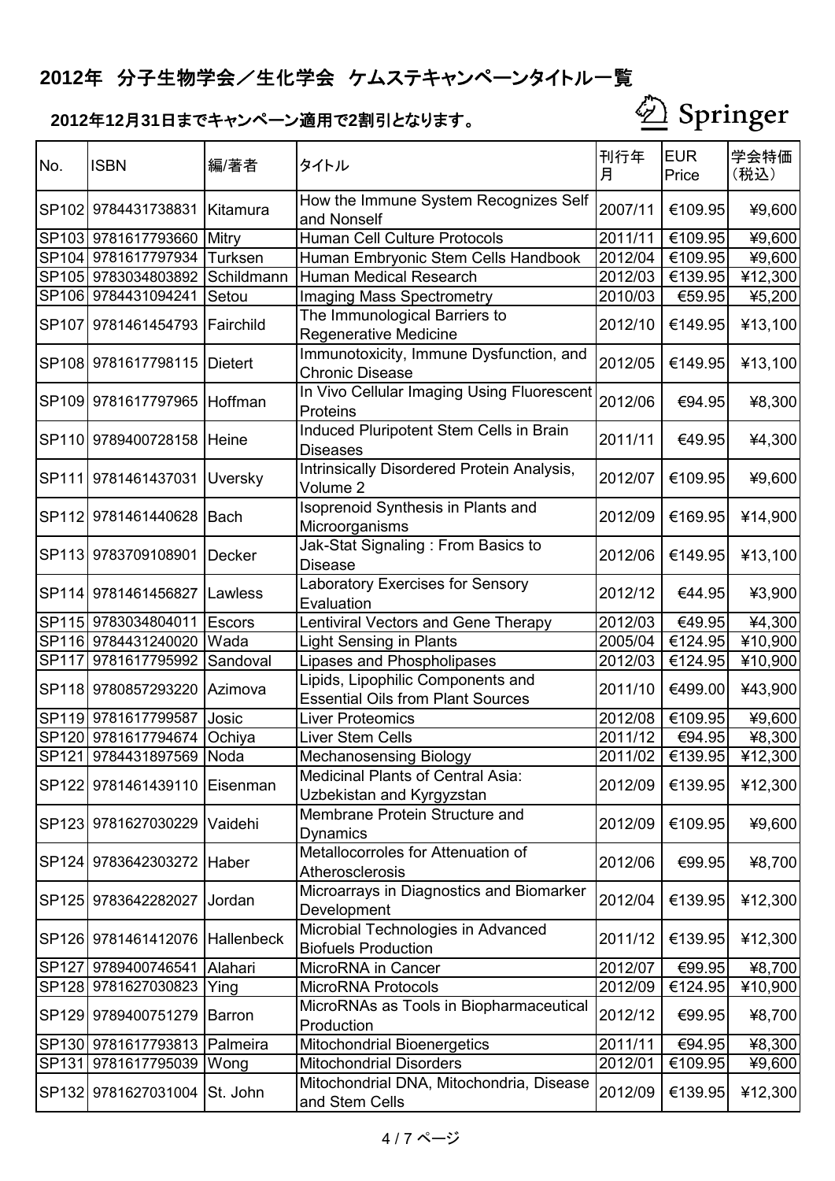## 2012年　分子生物学会／生化学会　ケムステキャンペーンタイトル一覧

### 2012年12月31日までキャンペーン適用で2割引となります。

Springer

| No. | ISBN | 編/著者 | タイトル | 刊行年月 | EUR Price | 学会特価（税込） |
|---|---|---|---|---|---|---|
| SP102 | 9784431738831 | Kitamura | How the Immune System Recognizes Self and Nonself | 2007/11 | €109.95 | ¥9,600 |
| SP103 | 9781617793660 | Mitry | Human Cell Culture Protocols | 2011/11 | €109.95 | ¥9,600 |
| SP104 | 9781617797934 | Turksen | Human Embryonic Stem Cells Handbook | 2012/04 | €109.95 | ¥9,600 |
| SP105 | 9783034803892 | Schildmann | Human Medical Research | 2012/03 | €139.95 | ¥12,300 |
| SP106 | 9784431094241 | Setou | Imaging Mass Spectrometry | 2010/03 | €59.95 | ¥5,200 |
| SP107 | 9781461454793 | Fairchild | The Immunological Barriers to Regenerative Medicine | 2012/10 | €149.95 | ¥13,100 |
| SP108 | 9781617798115 | Dietert | Immunotoxicity, Immune Dysfunction, and Chronic Disease | 2012/05 | €149.95 | ¥13,100 |
| SP109 | 9781617797965 | Hoffman | In Vivo Cellular Imaging Using Fluorescent Proteins | 2012/06 | €94.95 | ¥8,300 |
| SP110 | 9789400728158 | Heine | Induced Pluripotent Stem Cells in Brain Diseases | 2011/11 | €49.95 | ¥4,300 |
| SP111 | 9781461437031 | Uversky | Intrinsically Disordered Protein Analysis, Volume 2 | 2012/07 | €109.95 | ¥9,600 |
| SP112 | 9781461440628 | Bach | Isoprenoid Synthesis in Plants and Microorganisms | 2012/09 | €169.95 | ¥14,900 |
| SP113 | 9783709108901 | Decker | Jak-Stat Signaling : From Basics to Disease | 2012/06 | €149.95 | ¥13,100 |
| SP114 | 9781461456827 | Lawless | Laboratory Exercises for Sensory Evaluation | 2012/12 | €44.95 | ¥3,900 |
| SP115 | 9783034804011 | Escors | Lentiviral Vectors and Gene Therapy | 2012/03 | €49.95 | ¥4,300 |
| SP116 | 9784431240020 | Wada | Light Sensing in Plants | 2005/04 | €124.95 | ¥10,900 |
| SP117 | 9781617795992 | Sandoval | Lipases and Phospholipases | 2012/03 | €124.95 | ¥10,900 |
| SP118 | 9780857293220 | Azimova | Lipids, Lipophilic Components and Essential Oils from Plant Sources | 2011/10 | €499.00 | ¥43,900 |
| SP119 | 9781617799587 | Josic | Liver Proteomics | 2012/08 | €109.95 | ¥9,600 |
| SP120 | 9781617794674 | Ochiya | Liver Stem Cells | 2011/12 | €94.95 | ¥8,300 |
| SP121 | 9784431897569 | Noda | Mechanosensing Biology | 2011/02 | €139.95 | ¥12,300 |
| SP122 | 9781461439110 | Eisenman | Medicinal Plants of Central Asia: Uzbekistan and Kyrgyzstan | 2012/09 | €139.95 | ¥12,300 |
| SP123 | 9781627030229 | Vaidehi | Membrane Protein Structure and Dynamics | 2012/09 | €109.95 | ¥9,600 |
| SP124 | 9783642303272 | Haber | Metallocorroles for Attenuation of Atherosclerosis | 2012/06 | €99.95 | ¥8,700 |
| SP125 | 9783642282027 | Jordan | Microarrays in Diagnostics and Biomarker Development | 2012/04 | €139.95 | ¥12,300 |
| SP126 | 9781461412076 | Hallenbeck | Microbial Technologies in Advanced Biofuels Production | 2011/12 | €139.95 | ¥12,300 |
| SP127 | 9789400746541 | Alahari | MicroRNA in Cancer | 2012/07 | €99.95 | ¥8,700 |
| SP128 | 9781627030823 | Ying | MicroRNA Protocols | 2012/09 | €124.95 | ¥10,900 |
| SP129 | 9789400751279 | Barron | MicroRNAs as Tools in Biopharmaceutical Production | 2012/12 | €99.95 | ¥8,700 |
| SP130 | 9781617793813 | Palmeira | Mitochondrial Bioenergetics | 2011/11 | €94.95 | ¥8,300 |
| SP131 | 9781617795039 | Wong | Mitochondrial Disorders | 2012/01 | €109.95 | ¥9,600 |
| SP132 | 9781627031004 | St. John | Mitochondrial DNA, Mitochondria, Disease and Stem Cells | 2012/09 | €139.95 | ¥12,300 |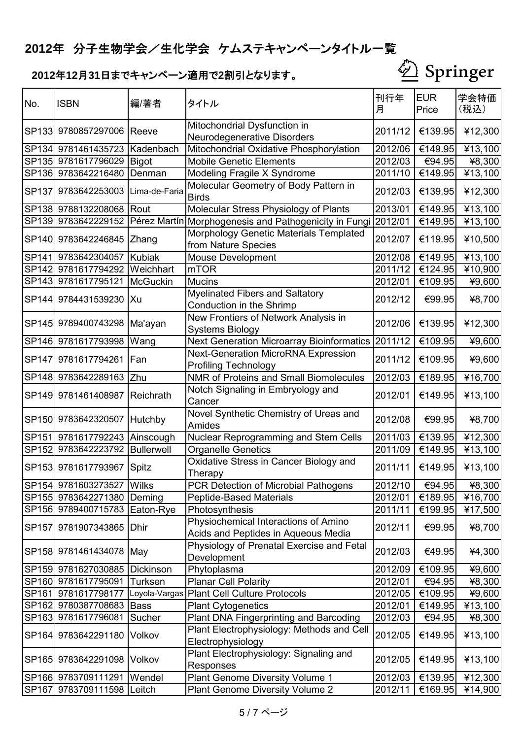# 2012年 分子生物学会／生化学会 ケムステキャンペーンタイトル一覧

## 2012年12月31日までキャンペーン適用で2割引となります。

Springer

| No. | ISBN | 編/著者 | タイトル | 刊行年月 | EUR Price | 学会特価（税込） |
|---|---|---|---|---|---|---|
| SP133 | 9780857297006 | Reeve | Mitochondrial Dysfunction in Neurodegenerative Disorders | 2011/12 | €139.95 | ¥12,300 |
| SP134 | 9781461435723 | Kadenbach | Mitochondrial Oxidative Phosphorylation | 2012/06 | €149.95 | ¥13,100 |
| SP135 | 9781617796029 | Bigot | Mobile Genetic Elements | 2012/03 | €94.95 | ¥8,300 |
| SP136 | 9783642216480 | Denman | Modeling Fragile X Syndrome | 2011/10 | €149.95 | ¥13,100 |
| SP137 | 9783642253003 | Lima-de-Faria | Molecular Geometry of Body Pattern in Birds | 2012/03 | €139.95 | ¥12,300 |
| SP138 | 9788132208068 | Rout | Molecular Stress Physiology of Plants | 2013/01 | €149.95 | ¥13,100 |
| SP139 | 9783642229152 | Pérez Martín | Morphogenesis and Pathogenicity in Fungi | 2012/01 | €149.95 | ¥13,100 |
| SP140 | 9783642246845 | Zhang | Morphology Genetic Materials Templated from Nature Species | 2012/07 | €119.95 | ¥10,500 |
| SP141 | 9783642304057 | Kubiak | Mouse Development | 2012/08 | €149.95 | ¥13,100 |
| SP142 | 9781617794292 | Weichhart | mTOR | 2011/12 | €124.95 | ¥10,900 |
| SP143 | 9781617795121 | McGuckin | Mucins | 2012/01 | €109.95 | ¥9,600 |
| SP144 | 9784431539230 | Xu | Myelinated Fibers and Saltatory Conduction in the Shrimp | 2012/12 | €99.95 | ¥8,700 |
| SP145 | 9789400743298 | Ma'ayan | New Frontiers of Network Analysis in Systems Biology | 2012/06 | €139.95 | ¥12,300 |
| SP146 | 9781617793998 | Wang | Next Generation Microarray Bioinformatics | 2011/12 | €109.95 | ¥9,600 |
| SP147 | 9781617794261 | Fan | Next-Generation MicroRNA Expression Profiling Technology | 2011/12 | €109.95 | ¥9,600 |
| SP148 | 9783642289163 | Zhu | NMR of Proteins and Small Biomolecules | 2012/03 | €189.95 | ¥16,700 |
| SP149 | 9781461408987 | Reichrath | Notch Signaling in Embryology and Cancer | 2012/01 | €149.95 | ¥13,100 |
| SP150 | 9783642320507 | Hutchby | Novel Synthetic Chemistry of Ureas and Amides | 2012/08 | €99.95 | ¥8,700 |
| SP151 | 9781617792243 | Ainscough | Nuclear Reprogramming and Stem Cells | 2011/03 | €139.95 | ¥12,300 |
| SP152 | 9783642223792 | Bullerwell | Organelle Genetics | 2011/09 | €149.95 | ¥13,100 |
| SP153 | 9781617793967 | Spitz | Oxidative Stress in Cancer Biology and Therapy | 2011/11 | €149.95 | ¥13,100 |
| SP154 | 9781603273527 | Wilks | PCR Detection of Microbial Pathogens | 2012/10 | €94.95 | ¥8,300 |
| SP155 | 9783642271380 | Deming | Peptide-Based Materials | 2012/01 | €189.95 | ¥16,700 |
| SP156 | 9789400715783 | Eaton-Rye | Photosynthesis | 2011/11 | €199.95 | ¥17,500 |
| SP157 | 9781907343865 | Dhir | Physiochemical Interactions of Amino Acids and Peptides in Aqueous Media | 2012/11 | €99.95 | ¥8,700 |
| SP158 | 9781461434078 | May | Physiology of Prenatal Exercise and Fetal Development | 2012/03 | €49.95 | ¥4,300 |
| SP159 | 9781627030885 | Dickinson | Phytoplasma | 2012/09 | €109.95 | ¥9,600 |
| SP160 | 9781617795091 | Turksen | Planar Cell Polarity | 2012/01 | €94.95 | ¥8,300 |
| SP161 | 9781617798177 | Loyola-Vargas | Plant Cell Culture Protocols | 2012/05 | €109.95 | ¥9,600 |
| SP162 | 9780387708683 | Bass | Plant Cytogenetics | 2012/01 | €149.95 | ¥13,100 |
| SP163 | 9781617796081 | Sucher | Plant DNA Fingerprinting and Barcoding | 2012/03 | €94.95 | ¥8,300 |
| SP164 | 9783642291180 | Volkov | Plant Electrophysiology: Methods and Cell Electrophysiology | 2012/05 | €149.95 | ¥13,100 |
| SP165 | 9783642291098 | Volkov | Plant Electrophysiology: Signaling and Responses | 2012/05 | €149.95 | ¥13,100 |
| SP166 | 9783709111291 | Wendel | Plant Genome Diversity Volume 1 | 2012/03 | €139.95 | ¥12,300 |
| SP167 | 9783709111598 | Leitch | Plant Genome Diversity Volume 2 | 2012/11 | €169.95 | ¥14,900 |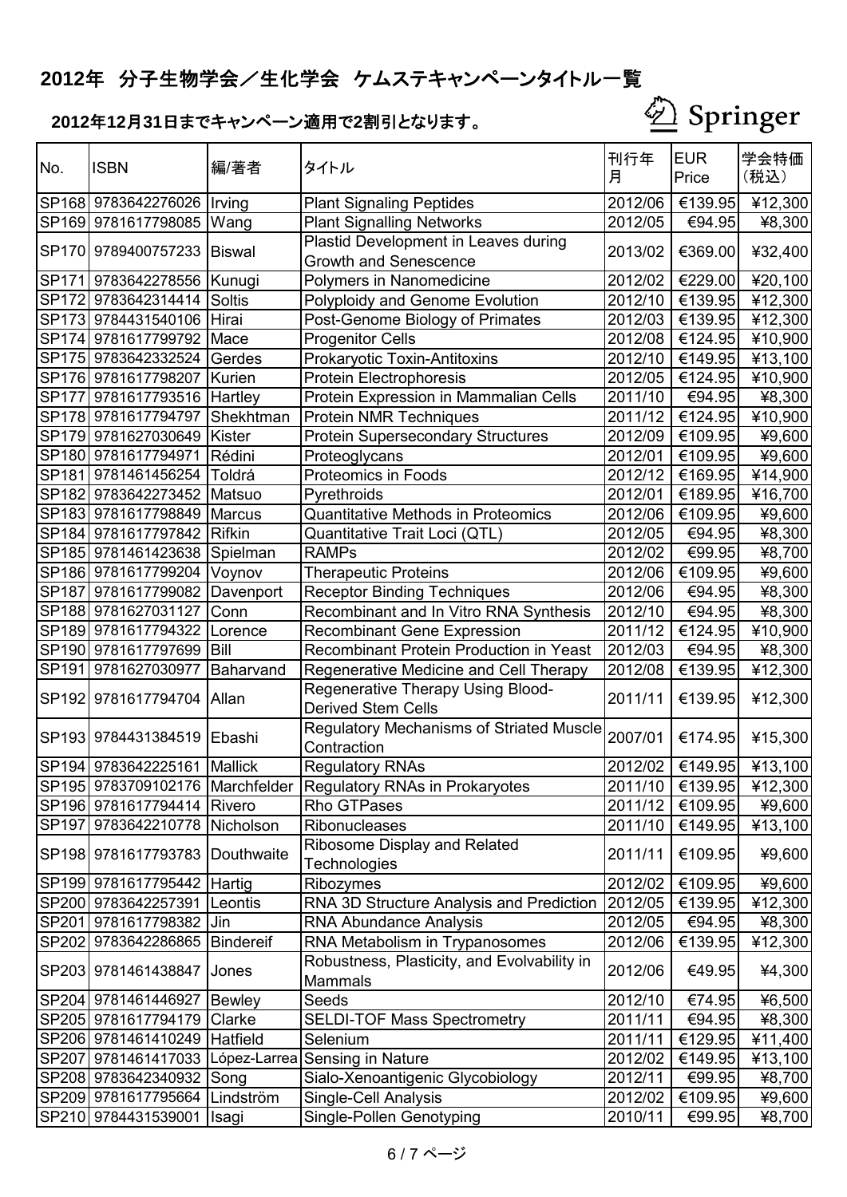# 2012年 分子生物学会／生化学会 ケムステキャンペーンタイトル一覧

## 2012年12月31日までキャンペーン適用で2割引となります。

Springer

| No. | ISBN | 編/著者 | タイトル | 刊行年月 | EUR Price | 学会特価（税込） |
|---|---|---|---|---|---|---|
| SP168 | 9783642276026 | Irving | Plant Signaling Peptides | 2012/06 | €139.95 | ¥12,300 |
| SP169 | 9781617798085 | Wang | Plant Signalling Networks | 2012/05 | €94.95 | ¥8,300 |
| SP170 | 9789400757233 | Biswal | Plastid Development in Leaves during Growth and Senescence | 2013/02 | €369.00 | ¥32,400 |
| SP171 | 9783642278556 | Kunugi | Polymers in Nanomedicine | 2012/02 | €229.00 | ¥20,100 |
| SP172 | 9783642314414 | Soltis | Polyploidy and Genome Evolution | 2012/10 | €139.95 | ¥12,300 |
| SP173 | 9784431540106 | Hirai | Post-Genome Biology of Primates | 2012/03 | €139.95 | ¥12,300 |
| SP174 | 9781617799792 | Mace | Progenitor Cells | 2012/08 | €124.95 | ¥10,900 |
| SP175 | 9783642332524 | Gerdes | Prokaryotic Toxin-Antitoxins | 2012/10 | €149.95 | ¥13,100 |
| SP176 | 9781617798207 | Kurien | Protein Electrophoresis | 2012/05 | €124.95 | ¥10,900 |
| SP177 | 9781617793516 | Hartley | Protein Expression in Mammalian Cells | 2011/10 | €94.95 | ¥8,300 |
| SP178 | 9781617794797 | Shekhtman | Protein NMR Techniques | 2011/12 | €124.95 | ¥10,900 |
| SP179 | 9781627030649 | Kister | Protein Supersecondary Structures | 2012/09 | €109.95 | ¥9,600 |
| SP180 | 9781617794971 | Rédini | Proteoglycans | 2012/01 | €109.95 | ¥9,600 |
| SP181 | 9781461456254 | Toldrá | Proteomics in Foods | 2012/12 | €169.95 | ¥14,900 |
| SP182 | 9783642273452 | Matsuo | Pyrethroids | 2012/01 | €189.95 | ¥16,700 |
| SP183 | 9781617798849 | Marcus | Quantitative Methods in Proteomics | 2012/06 | €109.95 | ¥9,600 |
| SP184 | 9781617797842 | Rifkin | Quantitative Trait Loci (QTL) | 2012/05 | €94.95 | ¥8,300 |
| SP185 | 9781461423638 | Spielman | RAMPs | 2012/02 | €99.95 | ¥8,700 |
| SP186 | 9781617799204 | Voynov | Therapeutic Proteins | 2012/06 | €109.95 | ¥9,600 |
| SP187 | 9781617799082 | Davenport | Receptor Binding Techniques | 2012/06 | €94.95 | ¥8,300 |
| SP188 | 9781627031127 | Conn | Recombinant and In Vitro RNA Synthesis | 2012/10 | €94.95 | ¥8,300 |
| SP189 | 9781617794322 | Lorence | Recombinant Gene Expression | 2011/12 | €124.95 | ¥10,900 |
| SP190 | 9781617797699 | Bill | Recombinant Protein Production in Yeast | 2012/03 | €94.95 | ¥8,300 |
| SP191 | 9781627030977 | Baharvand | Regenerative Medicine and Cell Therapy | 2012/08 | €139.95 | ¥12,300 |
| SP192 | 9781617794704 | Allan | Regenerative Therapy Using Blood-Derived Stem Cells | 2011/11 | €139.95 | ¥12,300 |
| SP193 | 9784431384519 | Ebashi | Regulatory Mechanisms of Striated Muscle Contraction | 2007/01 | €174.95 | ¥15,300 |
| SP194 | 9783642225161 | Mallick | Regulatory RNAs | 2012/02 | €149.95 | ¥13,100 |
| SP195 | 9783709102176 | Marchfelder | Regulatory RNAs in Prokaryotes | 2011/10 | €139.95 | ¥12,300 |
| SP196 | 9781617794414 | Rivero | Rho GTPases | 2011/12 | €109.95 | ¥9,600 |
| SP197 | 9783642210778 | Nicholson | Ribonucleases | 2011/10 | €149.95 | ¥13,100 |
| SP198 | 9781617793783 | Douthwaite | Ribosome Display and Related Technologies | 2011/11 | €109.95 | ¥9,600 |
| SP199 | 9781617795442 | Hartig | Ribozymes | 2012/02 | €109.95 | ¥9,600 |
| SP200 | 9783642257391 | Leontis | RNA 3D Structure Analysis and Prediction | 2012/05 | €139.95 | ¥12,300 |
| SP201 | 9781617798382 | Jin | RNA Abundance Analysis | 2012/05 | €94.95 | ¥8,300 |
| SP202 | 9783642286865 | Bindereif | RNA Metabolism in Trypanosomes | 2012/06 | €139.95 | ¥12,300 |
| SP203 | 9781461438847 | Jones | Robustness, Plasticity, and Evolvability in Mammals | 2012/06 | €49.95 | ¥4,300 |
| SP204 | 9781461446927 | Bewley | Seeds | 2012/10 | €74.95 | ¥6,500 |
| SP205 | 9781617794179 | Clarke | SELDI-TOF Mass Spectrometry | 2011/11 | €94.95 | ¥8,300 |
| SP206 | 9781461410249 | Hatfield | Selenium | 2011/11 | €129.95 | ¥11,400 |
| SP207 | 9781461417033 | López-Larrea | Sensing in Nature | 2012/02 | €149.95 | ¥13,100 |
| SP208 | 9783642340932 | Song | Sialo-Xenoantigenic Glycobiology | 2012/11 | €99.95 | ¥8,700 |
| SP209 | 9781617795664 | Lindström | Single-Cell Analysis | 2012/02 | €109.95 | ¥9,600 |
| SP210 | 9784431539001 | Isagi | Single-Pollen Genotyping | 2010/11 | €99.95 | ¥8,700 |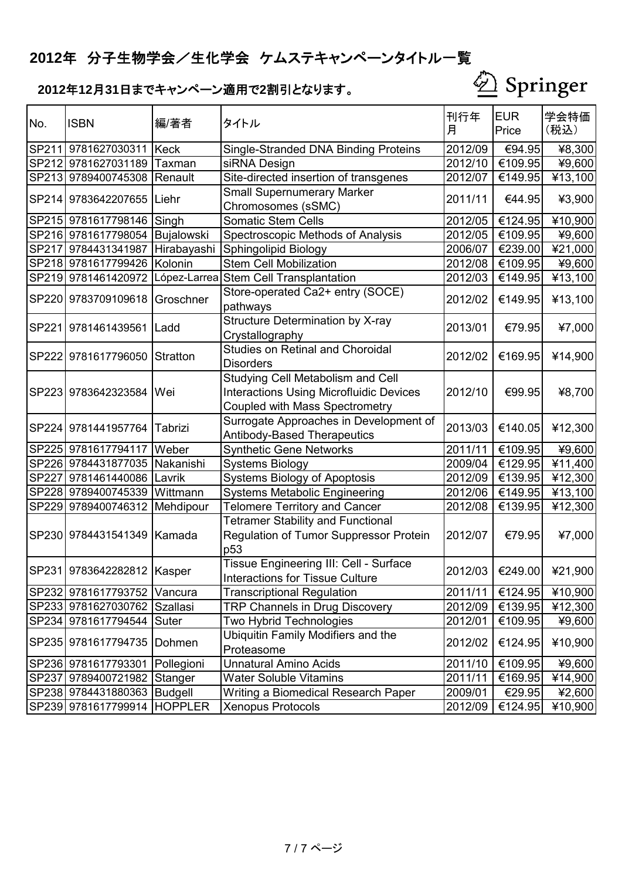# 2012年 分子生物学会／生化学会 ケムステキャンペーンタイトル一覧

## 2012年12月31日までキャンペーン適用で2割引となります。

Springer

| No. | ISBN | 編/著者 | タイトル | 刊行年月 | EUR Price | 学会特価（税込） |
|---|---|---|---|---|---|---|
| SP211 | 9781627030311 | Keck | Single-Stranded DNA Binding Proteins | 2012/09 | €94.95 | ¥8,300 |
| SP212 | 9781627031189 | Taxman | siRNA Design | 2012/10 | €109.95 | ¥9,600 |
| SP213 | 9789400745308 | Renault | Site-directed insertion of transgenes | 2012/07 | €149.95 | ¥13,100 |
| SP214 | 9783642207655 | Liehr | Small Supernumerary Marker Chromosomes (sSMC) | 2011/11 | €44.95 | ¥3,900 |
| SP215 | 9781617798146 | Singh | Somatic Stem Cells | 2012/05 | €124.95 | ¥10,900 |
| SP216 | 9781617798054 | Bujalowski | Spectroscopic Methods of Analysis | 2012/05 | €109.95 | ¥9,600 |
| SP217 | 9784431341987 | Hirabayashi | Sphingolipid Biology | 2006/07 | €239.00 | ¥21,000 |
| SP218 | 9781617799426 | Kolonin | Stem Cell Mobilization | 2012/08 | €109.95 | ¥9,600 |
| SP219 | 9781461420972 | López-Larrea | Stem Cell Transplantation | 2012/03 | €149.95 | ¥13,100 |
| SP220 | 9783709109618 | Groschner | Store-operated Ca2+ entry (SOCE) pathways | 2012/02 | €149.95 | ¥13,100 |
| SP221 | 9781461439561 | Ladd | Structure Determination by X-ray Crystallography | 2013/01 | €79.95 | ¥7,000 |
| SP222 | 9781617796050 | Stratton | Studies on Retinal and Choroidal Disorders | 2012/02 | €169.95 | ¥14,900 |
| SP223 | 9783642323584 | Wei | Studying Cell Metabolism and Cell Interactions Using Microfluidic Devices Coupled with Mass Spectrometry | 2012/10 | €99.95 | ¥8,700 |
| SP224 | 9781441957764 | Tabrizi | Surrogate Approaches in Development of Antibody-Based Therapeutics | 2013/03 | €140.05 | ¥12,300 |
| SP225 | 9781617794117 | Weber | Synthetic Gene Networks | 2011/11 | €109.95 | ¥9,600 |
| SP226 | 9784431877035 | Nakanishi | Systems Biology | 2009/04 | €129.95 | ¥11,400 |
| SP227 | 9781461440086 | Lavrik | Systems Biology of Apoptosis | 2012/09 | €139.95 | ¥12,300 |
| SP228 | 9789400745339 | Wittmann | Systems Metabolic Engineering | 2012/06 | €149.95 | ¥13,100 |
| SP229 | 9789400746312 | Mehdipour | Telomere Territory and Cancer | 2012/08 | €139.95 | ¥12,300 |
| SP230 | 9784431541349 | Kamada | Tetramer Stability and Functional Regulation of Tumor Suppressor Protein p53 | 2012/07 | €79.95 | ¥7,000 |
| SP231 | 9783642282812 | Kasper | Tissue Engineering III: Cell - Surface Interactions for Tissue Culture | 2012/03 | €249.00 | ¥21,900 |
| SP232 | 9781617793752 | Vancura | Transcriptional Regulation | 2011/11 | €124.95 | ¥10,900 |
| SP233 | 9781627030762 | Szallasi | TRP Channels in Drug Discovery | 2012/09 | €139.95 | ¥12,300 |
| SP234 | 9781617794544 | Suter | Two Hybrid Technologies | 2012/01 | €109.95 | ¥9,600 |
| SP235 | 9781617794735 | Dohmen | Ubiquitin Family Modifiers and the Proteasome | 2012/02 | €124.95 | ¥10,900 |
| SP236 | 9781617793301 | Pollegioni | Unnatural Amino Acids | 2011/10 | €109.95 | ¥9,600 |
| SP237 | 9789400721982 | Stanger | Water Soluble Vitamins | 2011/11 | €169.95 | ¥14,900 |
| SP238 | 9784431880363 | Budgell | Writing a Biomedical Research Paper | 2009/01 | €29.95 | ¥2,600 |
| SP239 | 9781617799914 | HOPPLER | Xenopus Protocols | 2012/09 | €124.95 | ¥10,900 |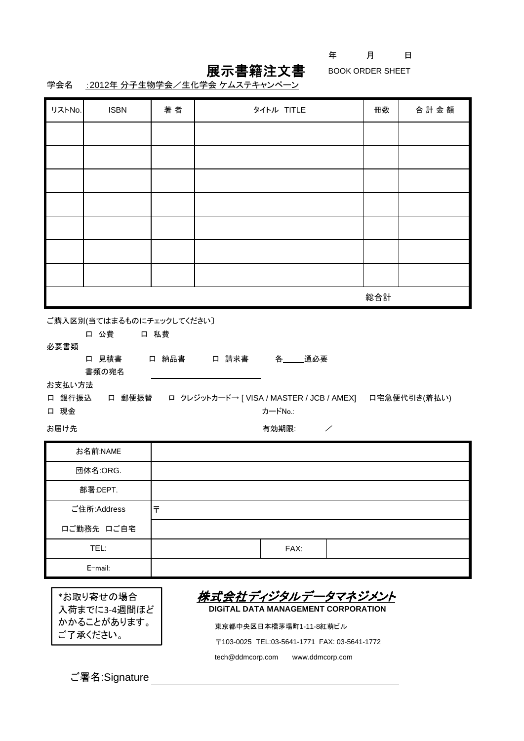年　　月　　日

# 展示書籍注文書

BOOK ORDER SHEET

学会名　:2012年 分子生物学会／生化学会 ケムステキャンペーン

| リストNo. | ISBN | 著 者 | タイトル TITLE | 冊数 | 合 計 金 額 |
|---|---|---|---|---|---|
| | | | | | |
| | | | | | |
| | | | | | |
| | | | | | |
| | | | | | |
| | | | | | |
| | | | | | |
| | | | | 総合計 | |

ご購入区別(当てはまるものにチェックしてください〕

ロ 公費　　ロ 私費

必要書類

ロ 見積書　　ロ 納品書　　ロ 請求書　　各＿＿通必要

書類の宛名 ＿＿＿＿＿＿＿＿＿＿

お支払い方法

ロ 銀行振込　ロ 郵便振替　ロ クレジットカード→ [ VISA / MASTER / JCB / AMEX]　ロ宅急便代引き(着払い)

ロ 現金　　カードNo.:

お届け先　　有効期限:　　／

| | | | |
|---|---|---|---|
| お名前:NAME | | | |
| 団体名:ORG. | | | |
| 部署:DEPT. | | | |
| ご住所:Address | 〒 | | |
| ロご勤務先 ロご自宅 | | | |
| TEL: | | FAX: | |
| E-mail: | | | |

*お取り寄せの場合
入荷までに3-4週間ほど
かかることがあります。
ご了承ください。

***株式会社ディジタルデータマネジメント***

**DIGITAL DATA MANAGEMENT CORPORATION**

東京都中央区日本橋茅場町1-11-8紅萌ビル

〒103-0025 TEL:03-5641-1771 FAX: 03-5641-1772

tech@ddmcorp.com　　www.ddmcorp.com

ご署名:Signature ＿＿＿＿＿＿＿＿＿＿＿＿＿＿＿＿